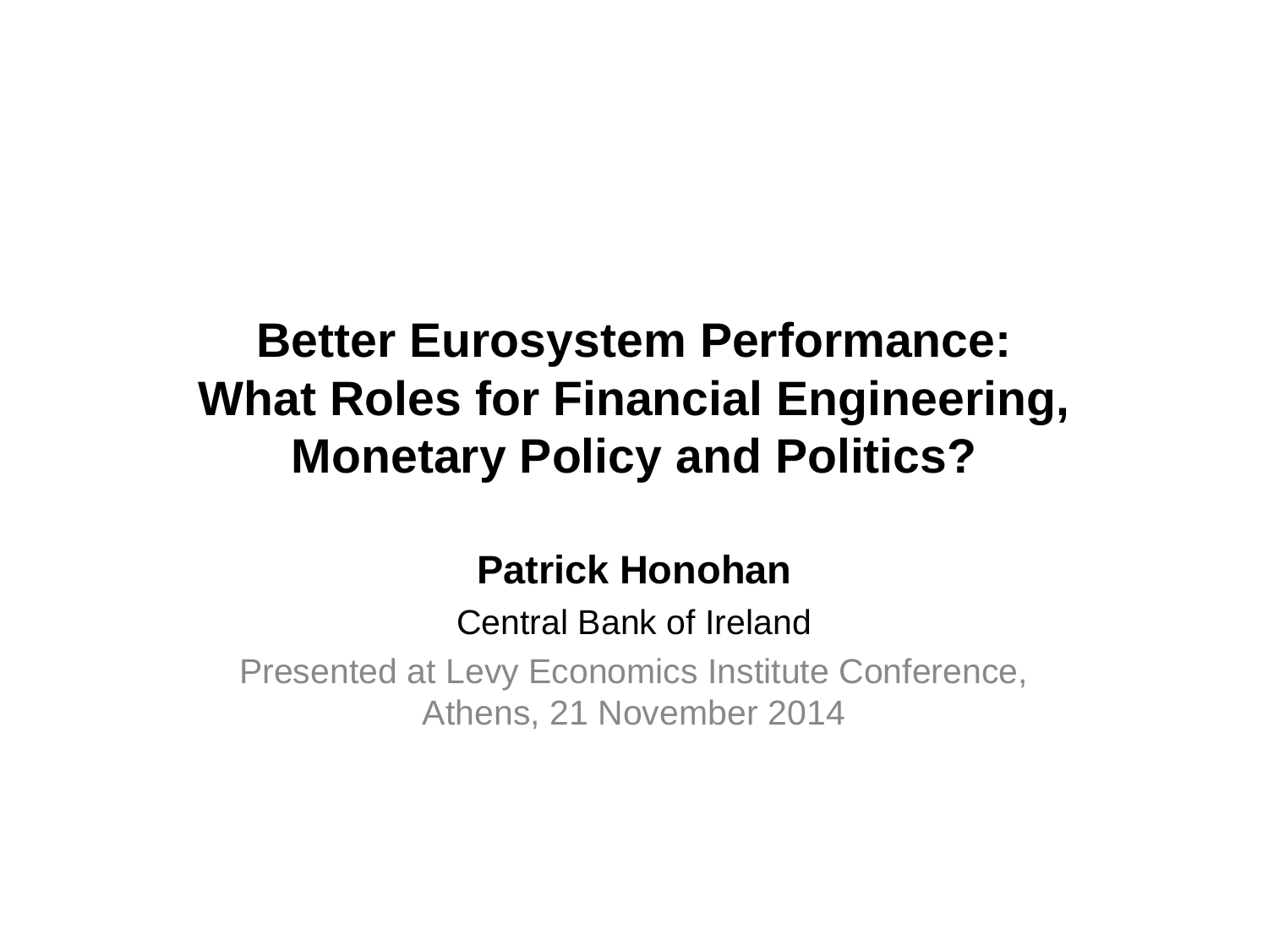# Better Eurosystem Performance: What Roles for Financial Engineering, Monetary Policy and Politics?

**Patrick Honohan**

Central Bank of Ireland

Presented at Levy Economics Institute Conference, Athens, 21 November 2014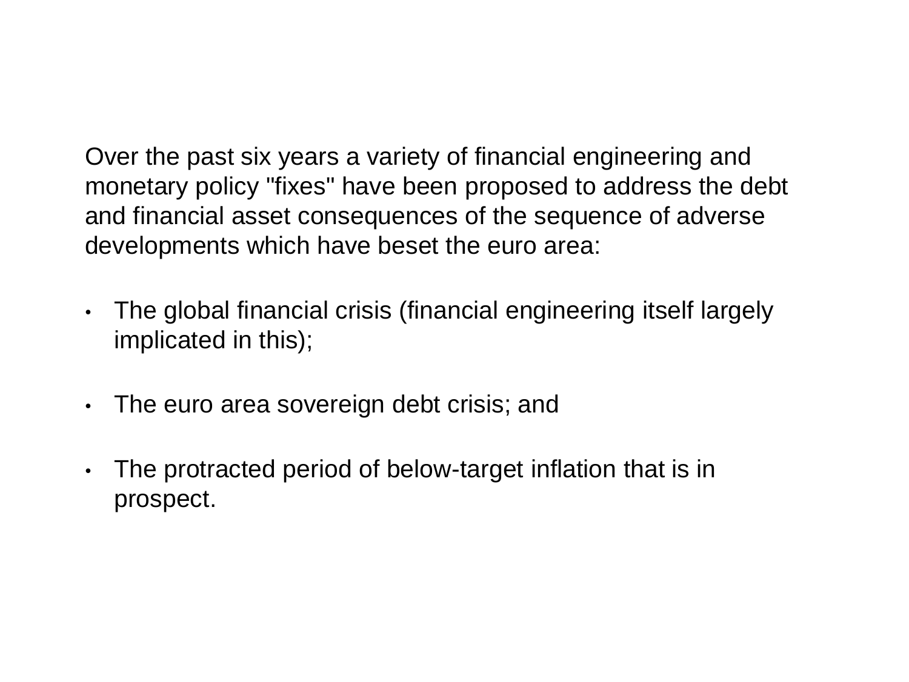Over the past six years a variety of financial engineering and monetary policy "fixes" have been proposed to address the debt and financial asset consequences of the sequence of adverse developments which have beset the euro area:

- The global financial crisis (financial engineering itself largely implicated in this);
- The euro area sovereign debt crisis; and
- The protracted period of below-target inflation that is in prospect.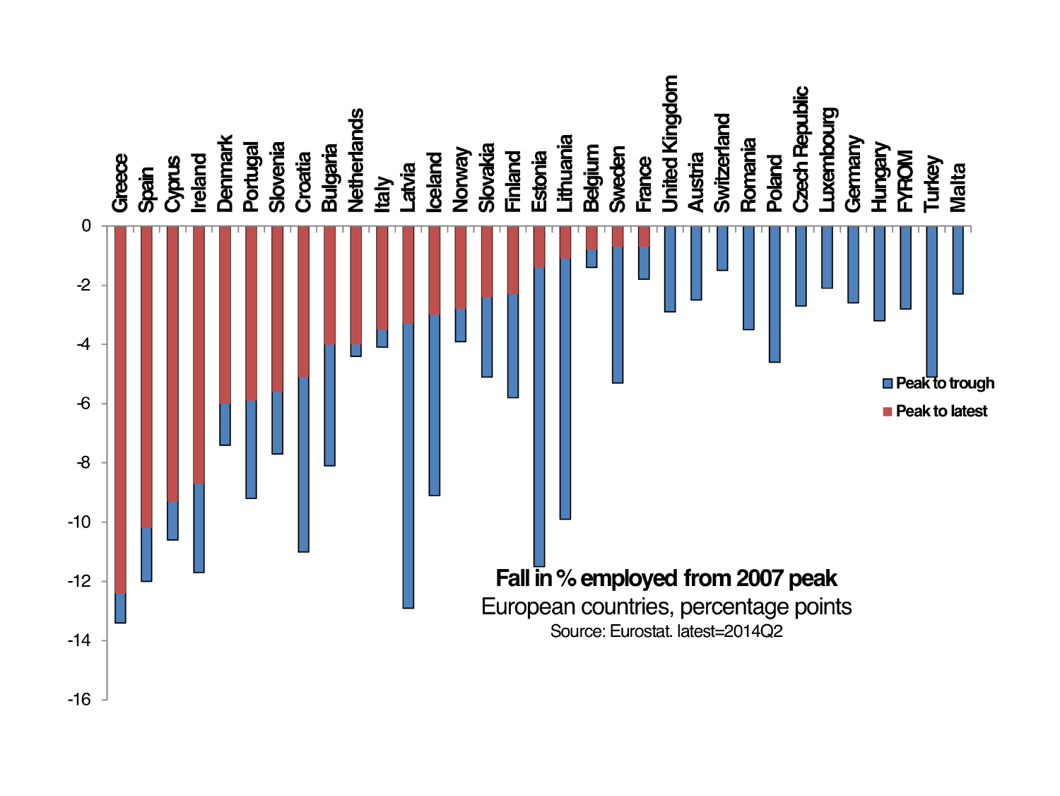**Fall in % employed from 2007 peak**

European countries, percentage points

Source: Eurostat. latest=2014Q2

Legend: Peak to trough; Peak to latest

Countries: Greece, Spain, Cyprus, Ireland, Denmark, Portugal, Slovenia, Croatia, Bulgaria, Netherlands, Italy, Latvia, Iceland, Norway, Slovakia, Finland, Estonia, Lithuania, Belgium, Sweden, France, United Kingdom, Austria, Switzerland, Romania, Poland, Czech Republic, Luxembourg, Germany, Hungary, FYROM, Turkey, Malta

Y-axis: 0, -2, -4, -6, -8, -10, -12, -14, -16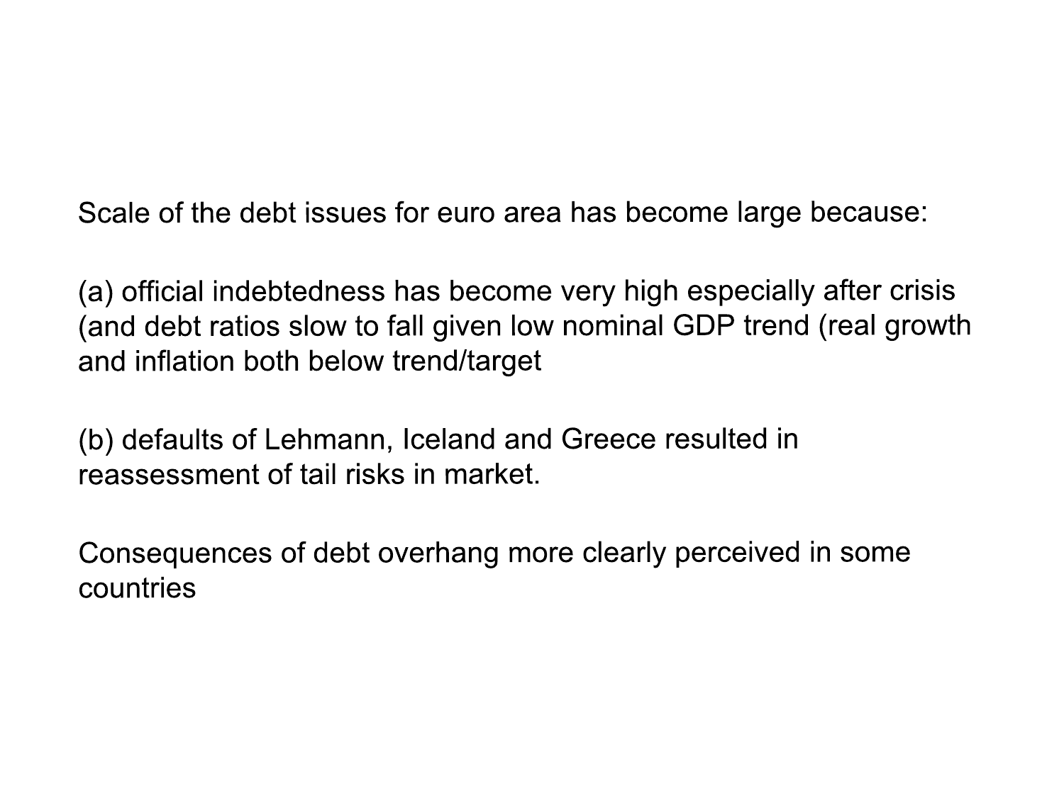Scale of the debt issues for euro area has become large because:

(a) official indebtedness has become very high especially after crisis (and debt ratios slow to fall given low nominal GDP trend (real growth and inflation both below trend/target

(b) defaults of Lehmann, Iceland and Greece resulted in reassessment of tail risks in market.

Consequences of debt overhang more clearly perceived in some countries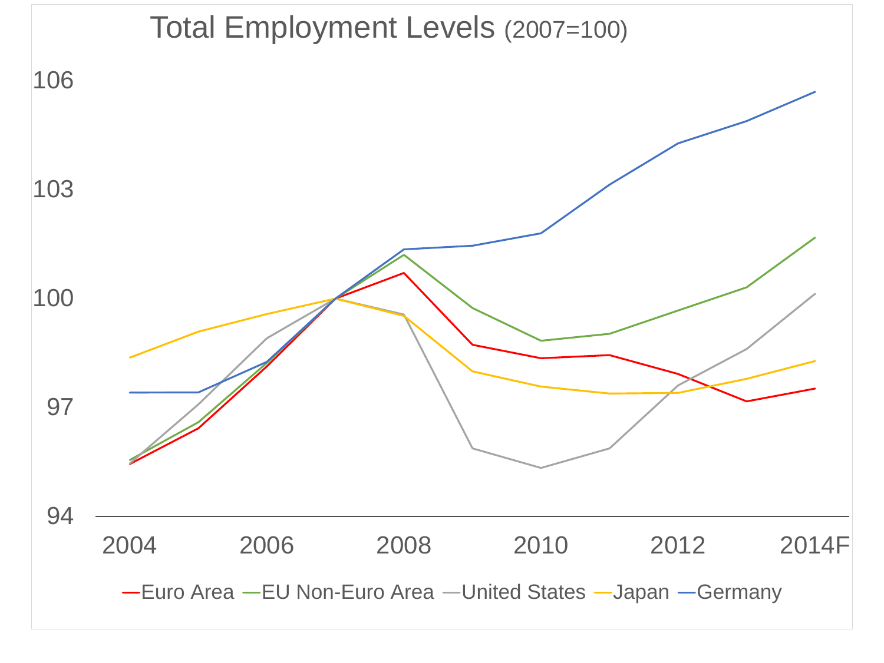Total Employment Levels (2007=100)

106

103

100

97

94

2004 2006 2008 2010 2012 2014F

Euro Area — EU Non-Euro Area — United States — Japan — Germany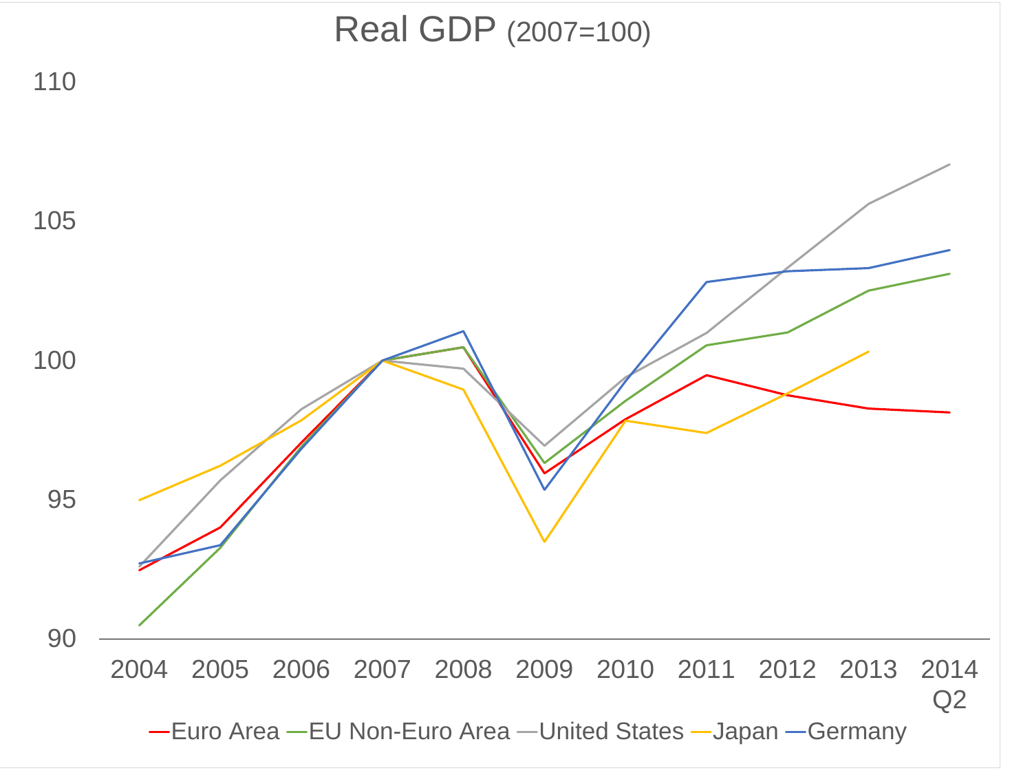# Real GDP (2007=100)

110

105

100

95

90

2004 2005 2006 2007 2008 2009 2010 2011 2012 2013 2014 Q2

—Euro Area —EU Non-Euro Area —United States —Japan —Germany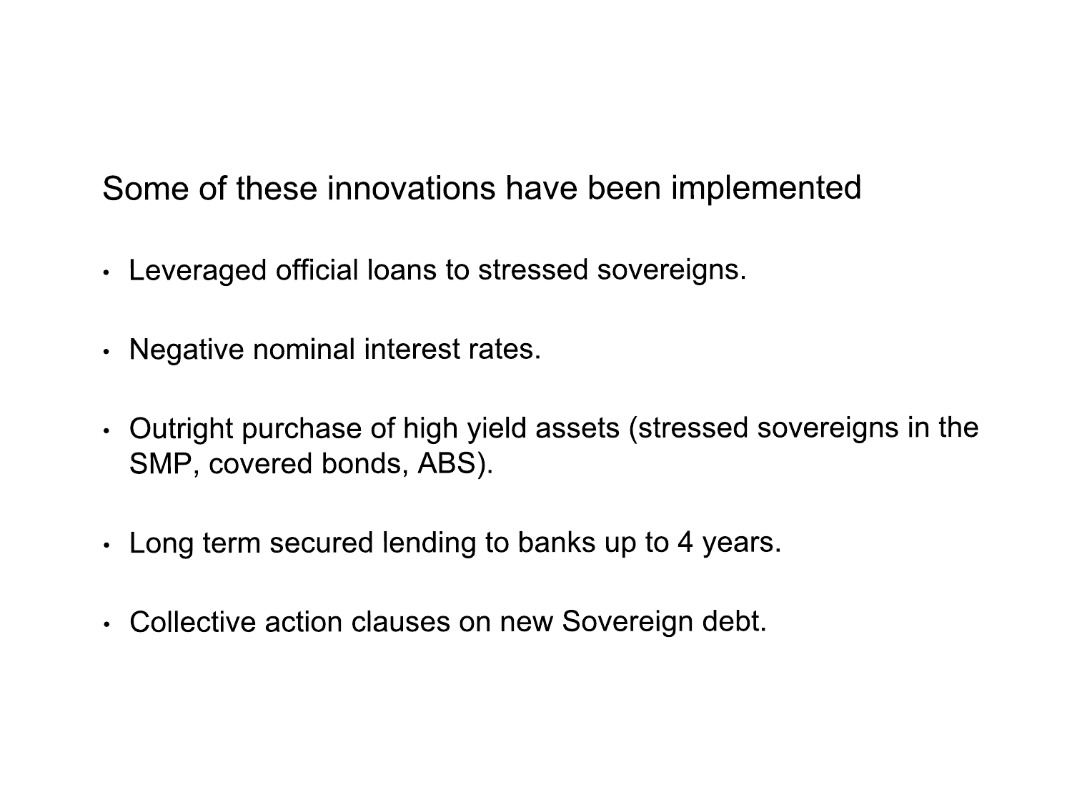## Some of these innovations have been implemented

- Leveraged official loans to stressed sovereigns.
- Negative nominal interest rates.
- Outright purchase of high yield assets (stressed sovereigns in the SMP, covered bonds, ABS).
- Long term secured lending to banks up to 4 years.
- Collective action clauses on new Sovereign debt.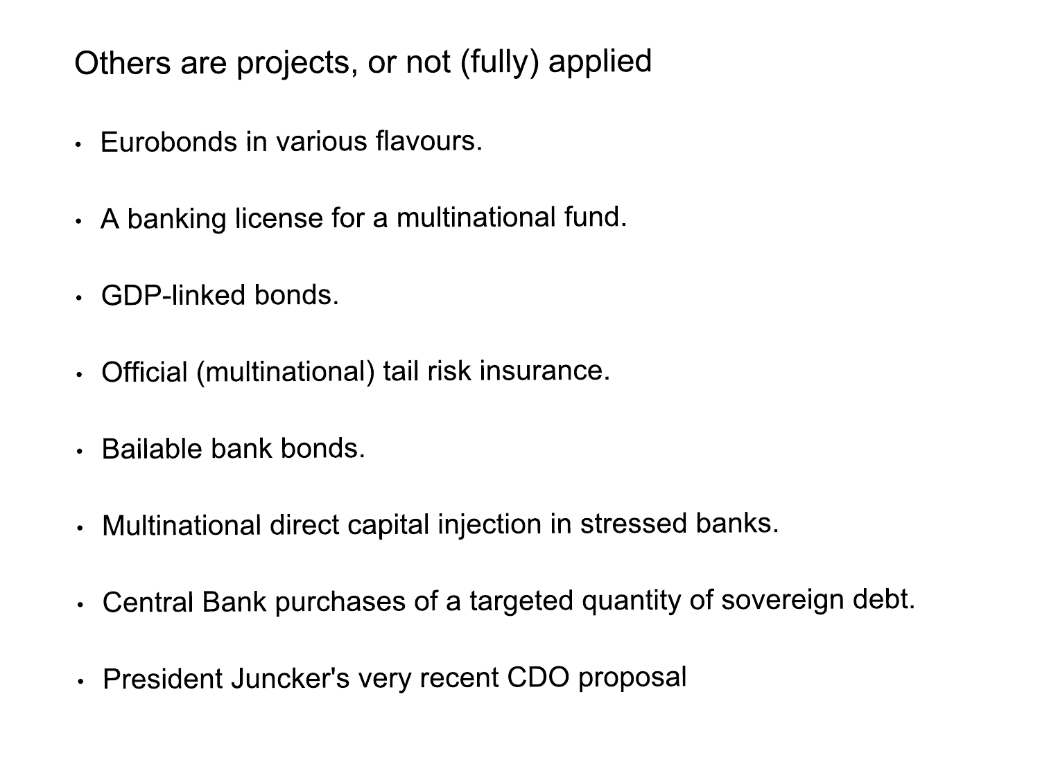## Others are projects, or not (fully) applied

- Eurobonds in various flavours.
- A banking license for a multinational fund.
- GDP-linked bonds.
- Official (multinational) tail risk insurance.
- Bailable bank bonds.
- Multinational direct capital injection in stressed banks.
- Central Bank purchases of a targeted quantity of sovereign debt.
- President Juncker's very recent CDO proposal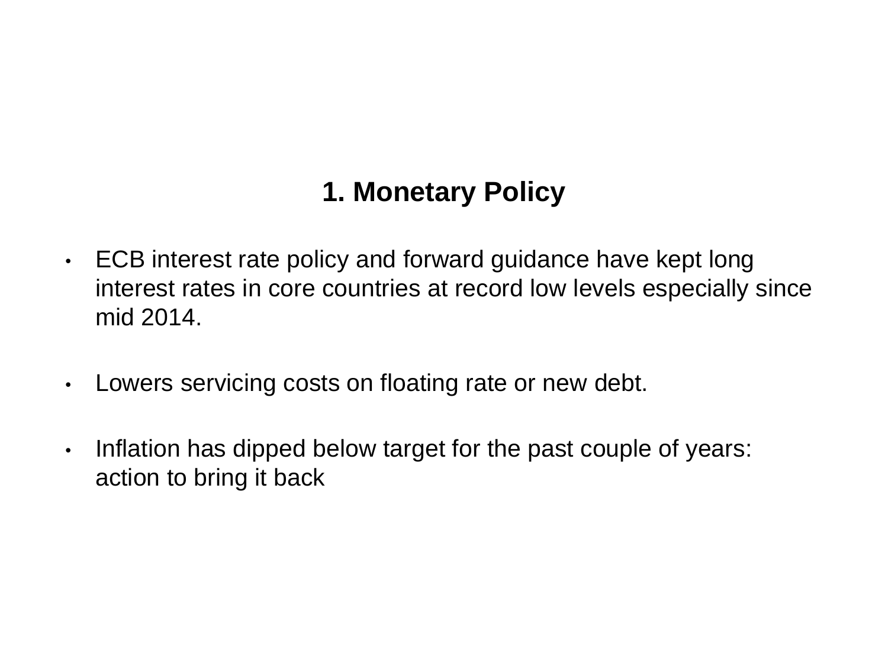## 1. Monetary Policy

- ECB interest rate policy and forward guidance have kept long interest rates in core countries at record low levels especially since mid 2014.
- Lowers servicing costs on floating rate or new debt.
- Inflation has dipped below target for the past couple of years: action to bring it back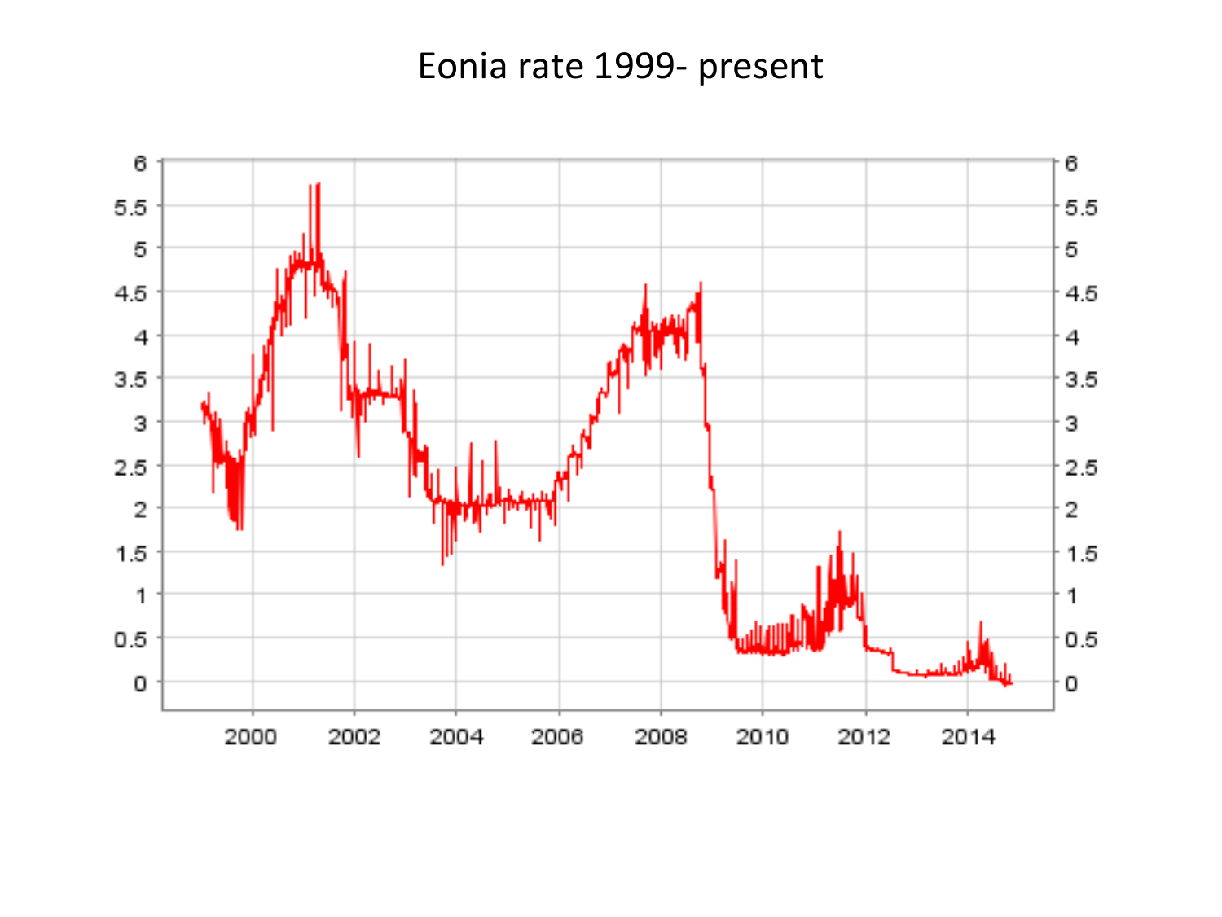# Eonia rate 1999- present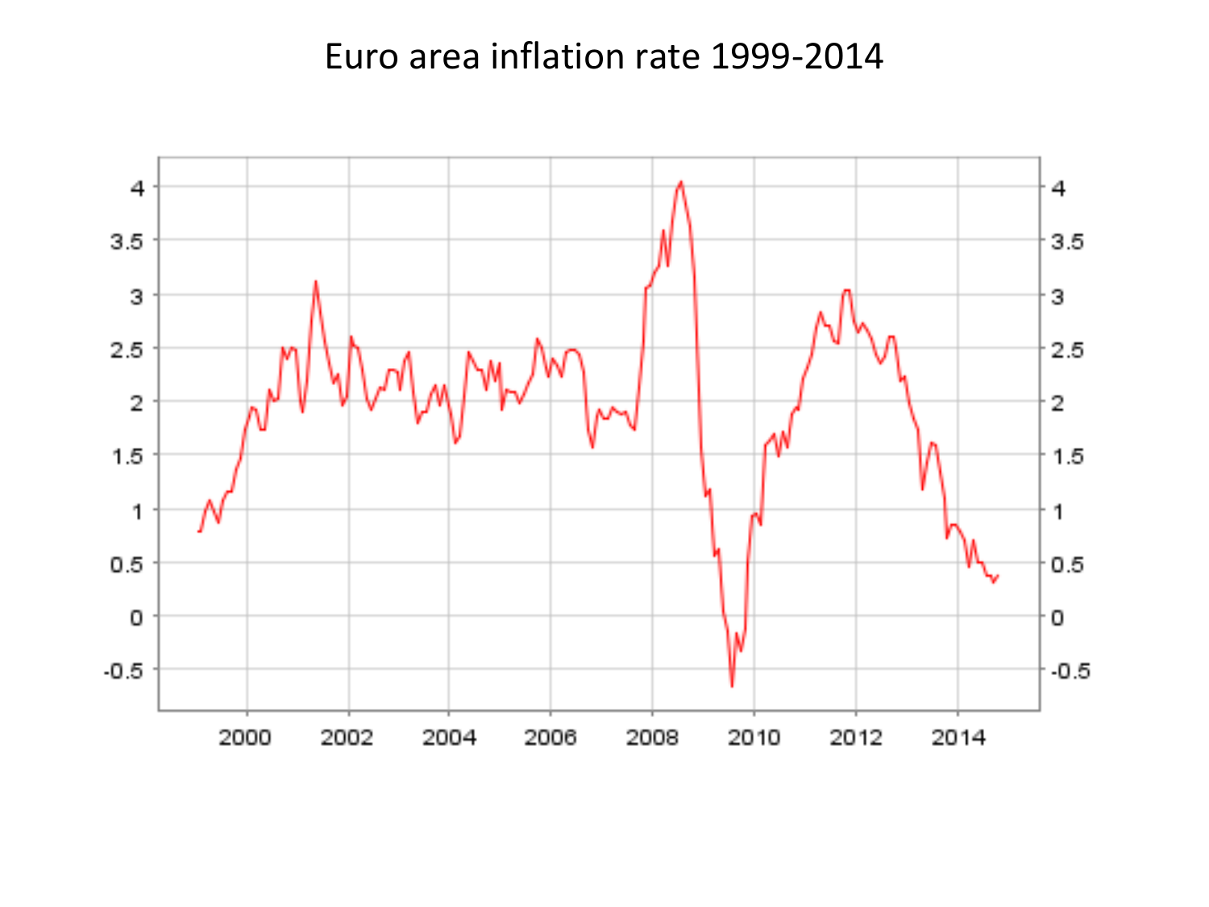Euro area inflation rate 1999-2014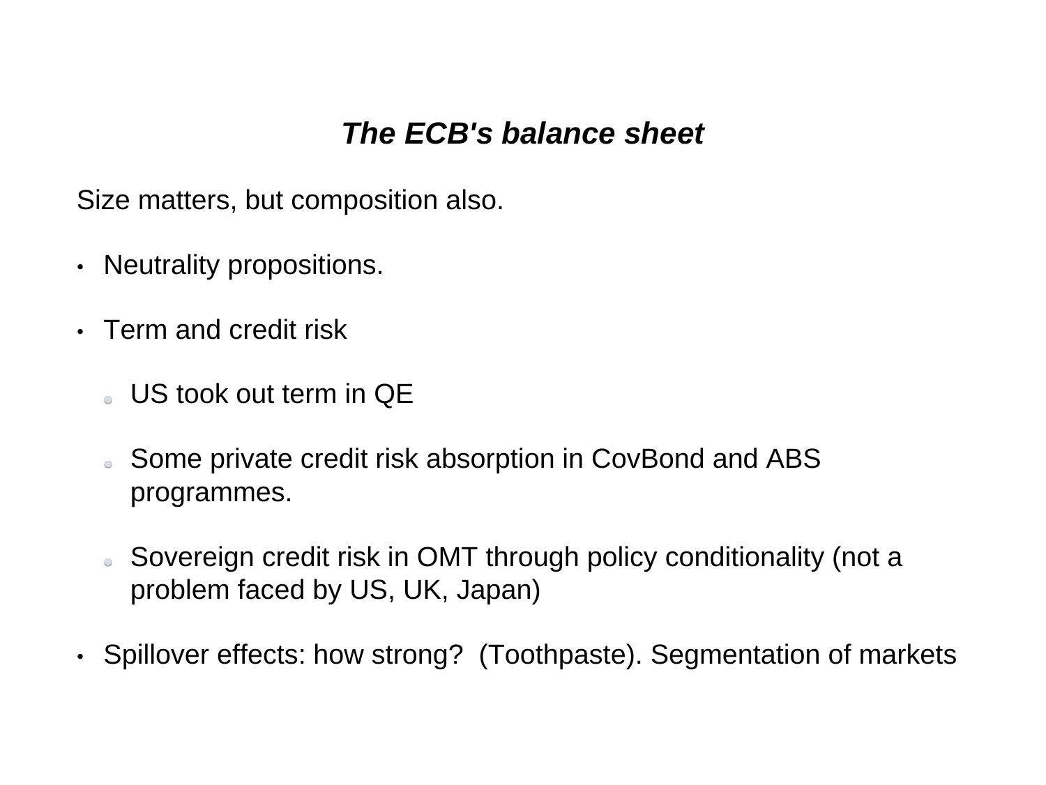## *The ECB's balance sheet*

Size matters, but composition also.

- Neutrality propositions.
- Term and credit risk
  - US took out term in QE
  - Some private credit risk absorption in CovBond and ABS programmes.
  - Sovereign credit risk in OMT through policy conditionality (not a problem faced by US, UK, Japan)
- Spillover effects: how strong? (Toothpaste). Segmentation of markets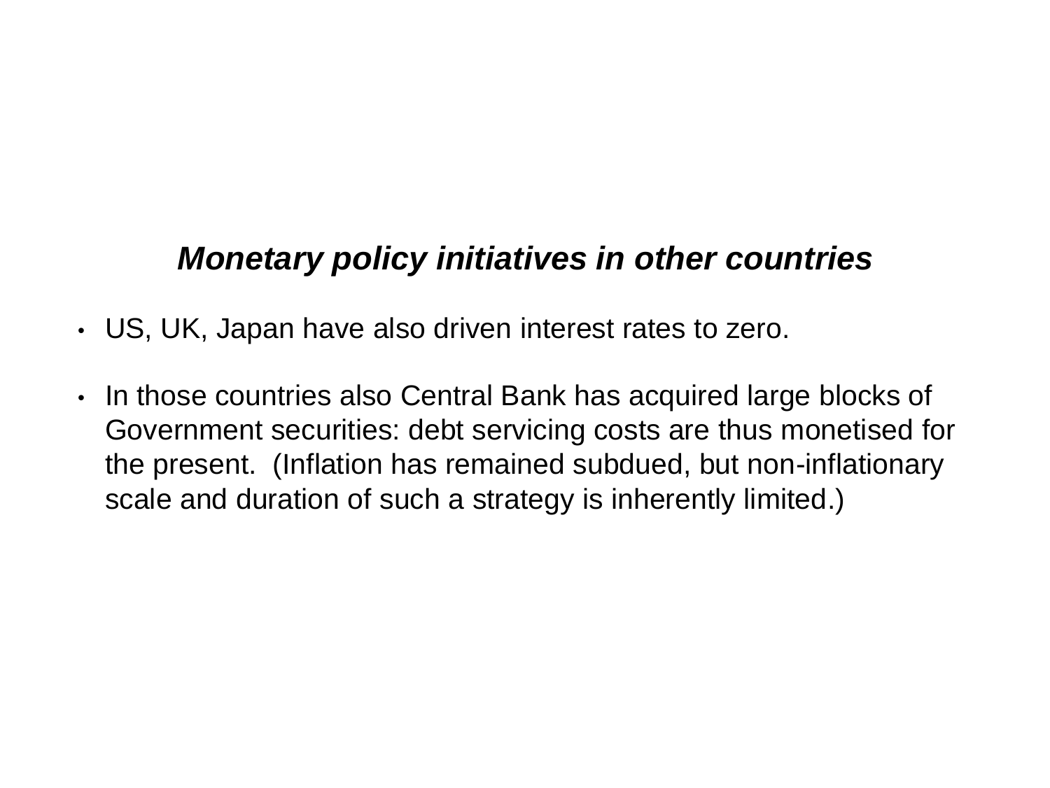## ***Monetary policy initiatives in other countries***

- US, UK, Japan have also driven interest rates to zero.
- In those countries also Central Bank has acquired large blocks of Government securities: debt servicing costs are thus monetised for the present. (Inflation has remained subdued, but non-inflationary scale and duration of such a strategy is inherently limited.)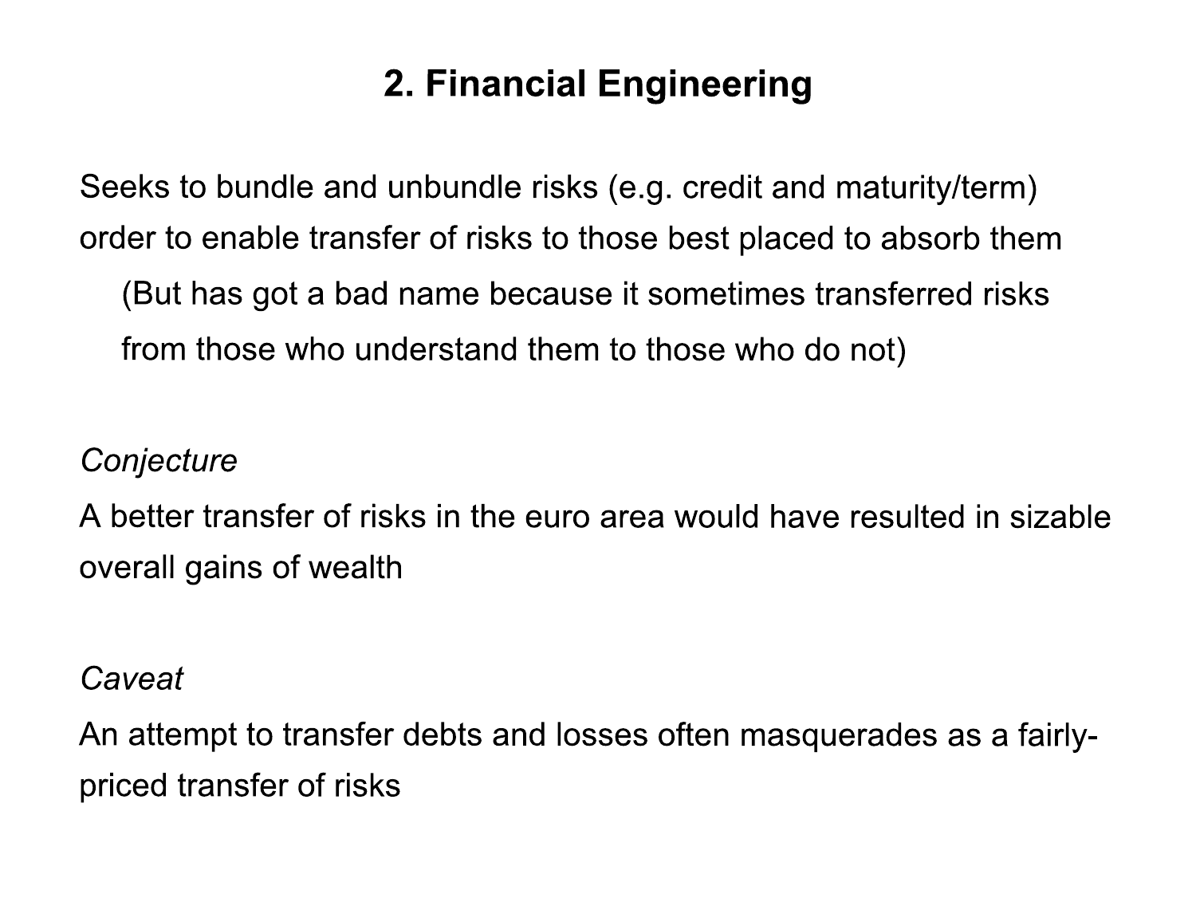## 2. Financial Engineering

Seeks to bundle and unbundle risks (e.g. credit and maturity/term) order to enable transfer of risks to those best placed to absorb them

> (But has got a bad name because it sometimes transferred risks from those who understand them to those who do not)

*Conjecture*

A better transfer of risks in the euro area would have resulted in sizable overall gains of wealth

*Caveat*

An attempt to transfer debts and losses often masquerades as a fairly-priced transfer of risks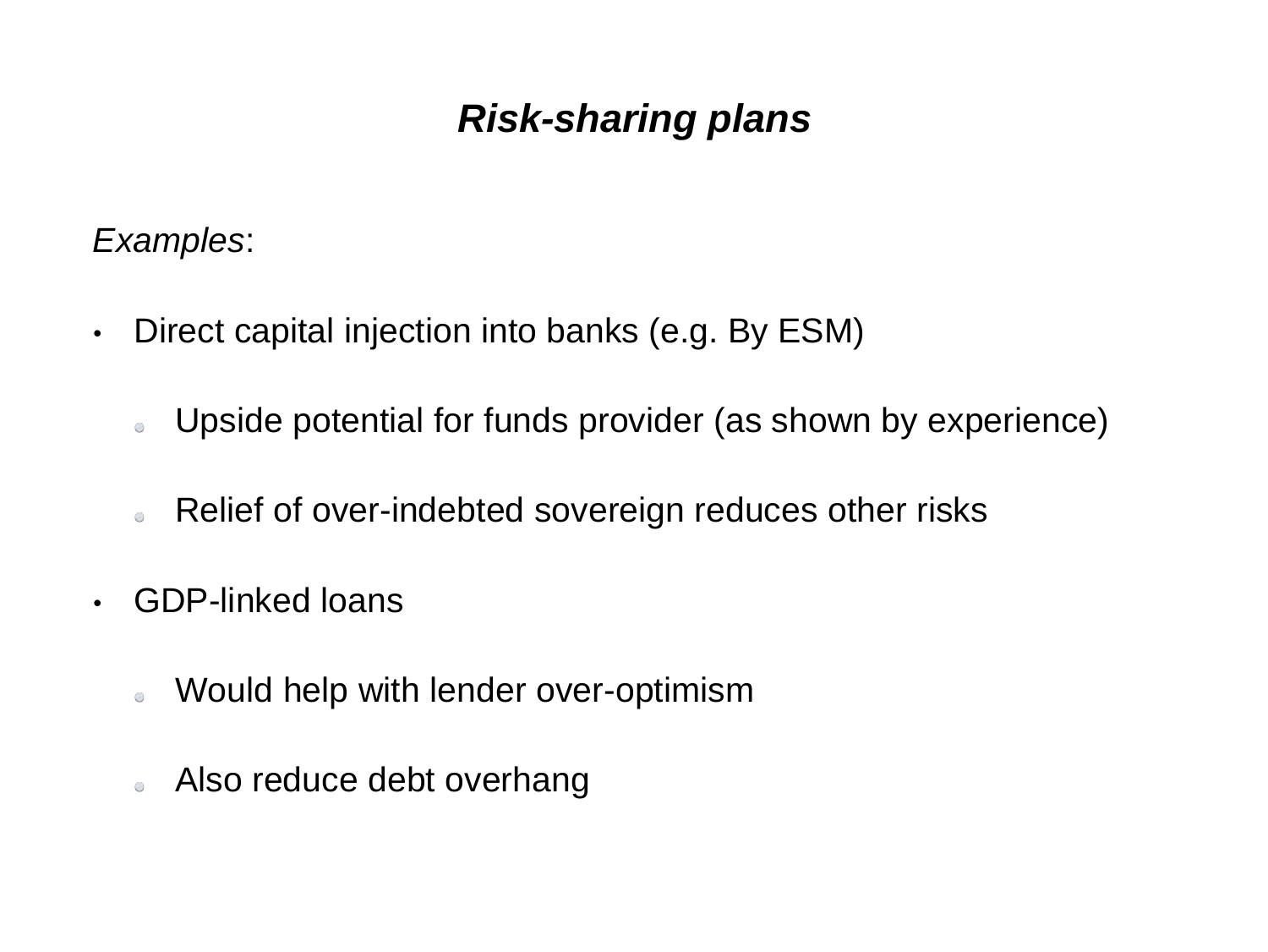## ***Risk-sharing plans***

*Examples*:

- Direct capital injection into banks (e.g. By ESM)
  - Upside potential for funds provider (as shown by experience)
  - Relief of over-indebted sovereign reduces other risks
- GDP-linked loans
  - Would help with lender over-optimism
  - Also reduce debt overhang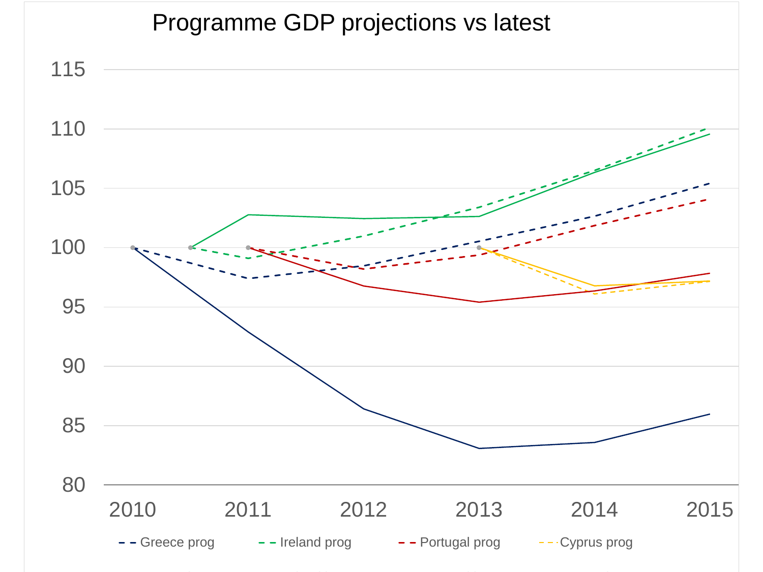## Programme GDP projections vs latest

115

110

105

100

95

90

85

80

2010 2011 2012 2013 2014 2015

Greece prog — Ireland prog — Portugal prog — Cyprus prog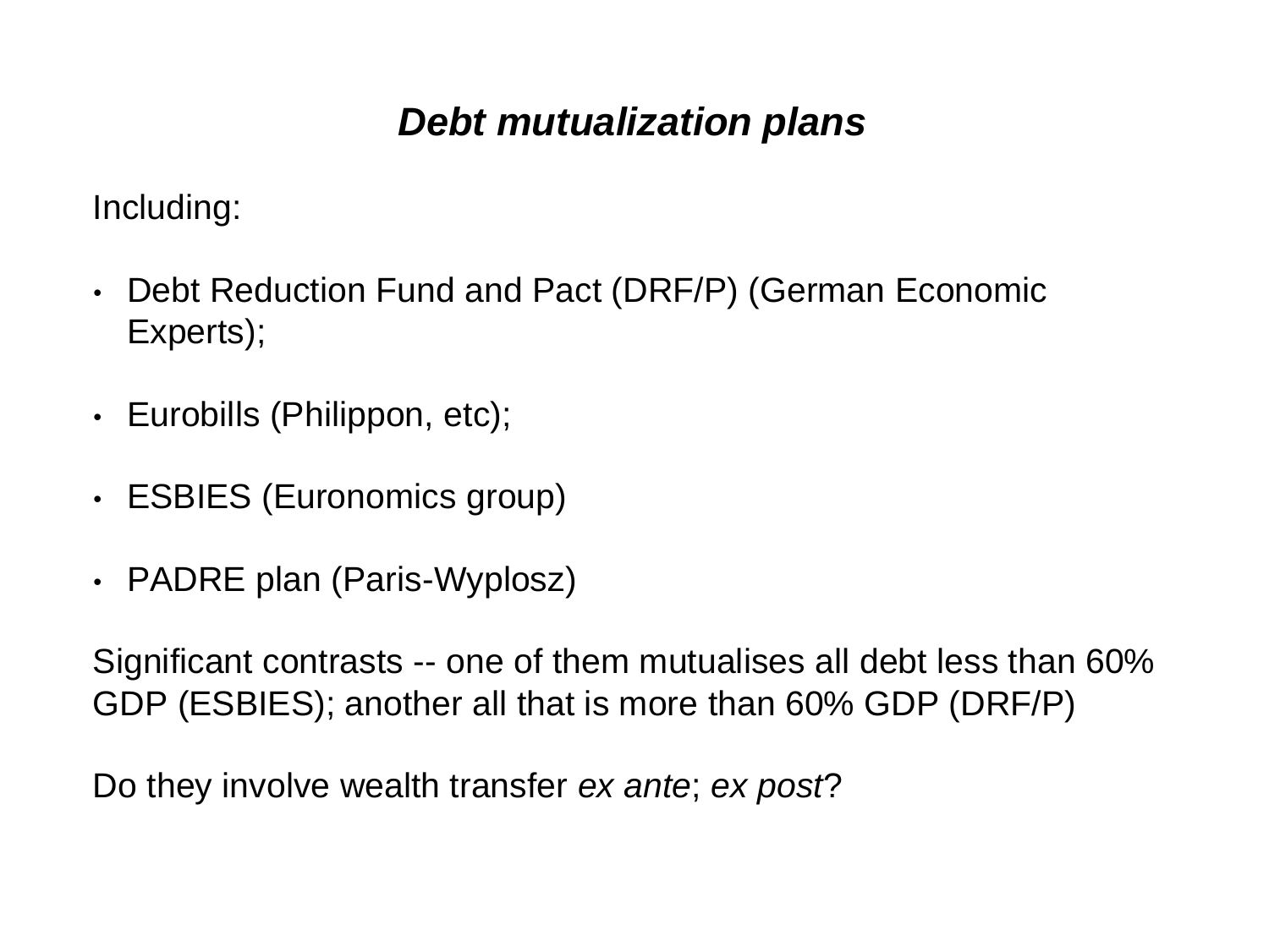## ***Debt mutualization plans***

Including:

- Debt Reduction Fund and Pact (DRF/P) (German Economic Experts);
- Eurobills (Philippon, etc);
- ESBIES (Euronomics group)
- PADRE plan (Paris-Wyplosz)

Significant contrasts -- one of them mutualises all debt less than 60% GDP (ESBIES); another all that is more than 60% GDP (DRF/P)

Do they involve wealth transfer *ex ante*; *ex post*?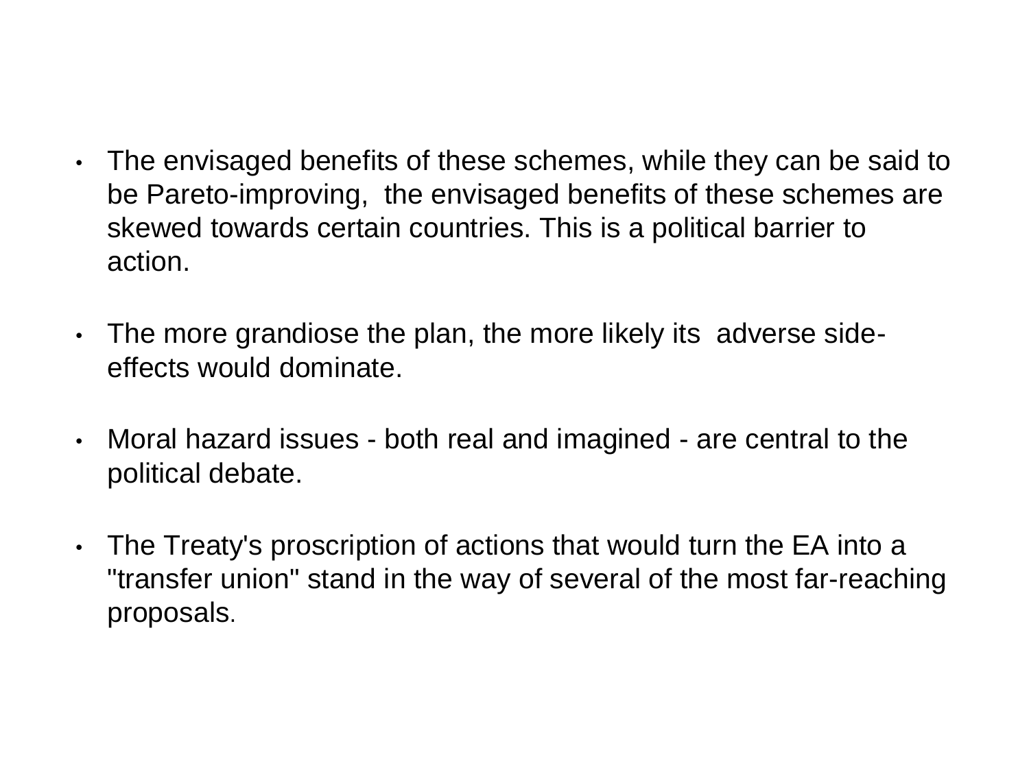- The envisaged benefits of these schemes, while they can be said to be Pareto-improving, the envisaged benefits of these schemes are skewed towards certain countries. This is a political barrier to action.
- The more grandiose the plan, the more likely its adverse side-effects would dominate.
- Moral hazard issues - both real and imagined - are central to the political debate.
- The Treaty's proscription of actions that would turn the EA into a "transfer union" stand in the way of several of the most far-reaching proposals.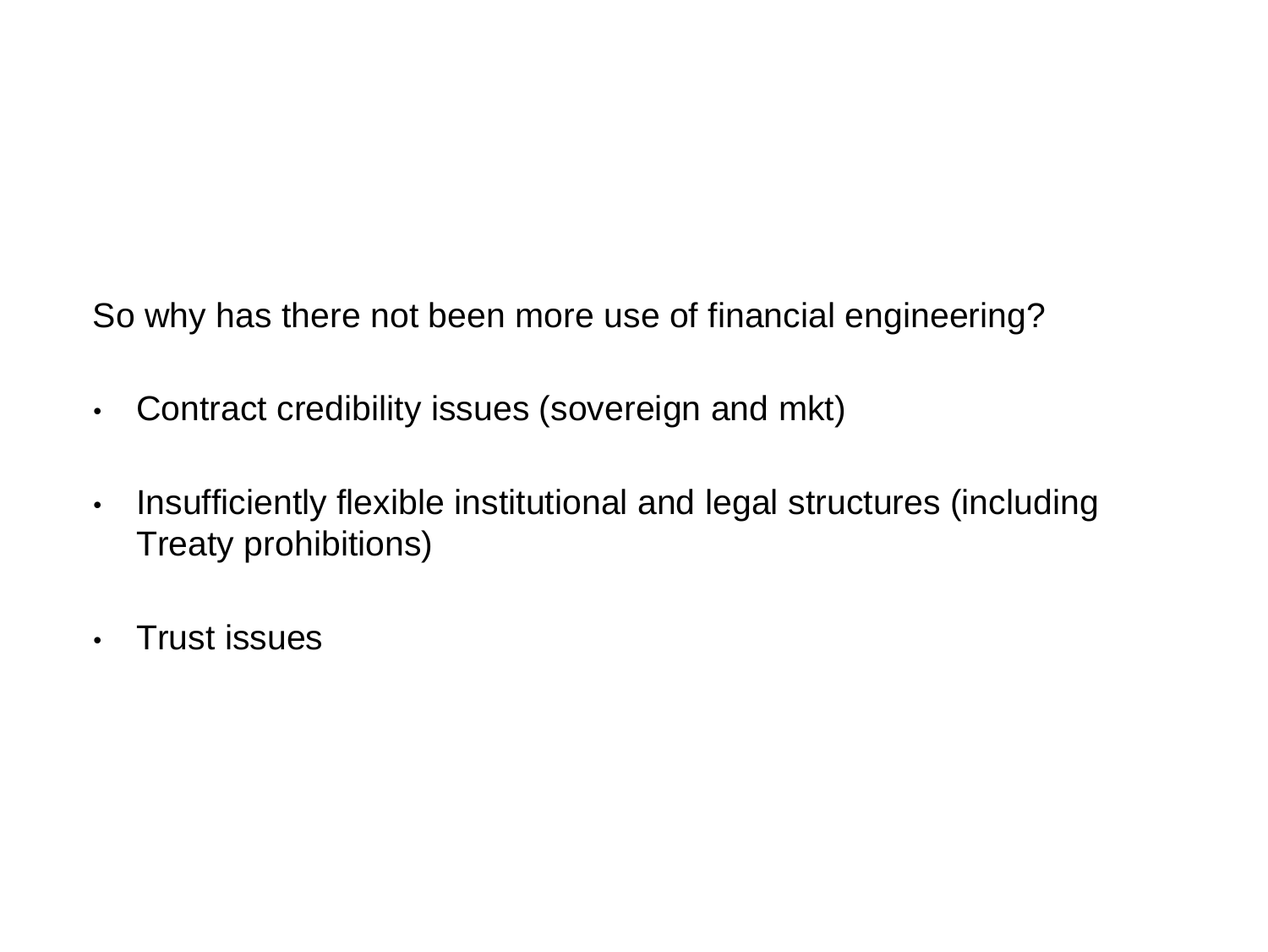So why has there not been more use of financial engineering?

- Contract credibility issues (sovereign and mkt)
- Insufficiently flexible institutional and legal structures (including Treaty prohibitions)
- Trust issues